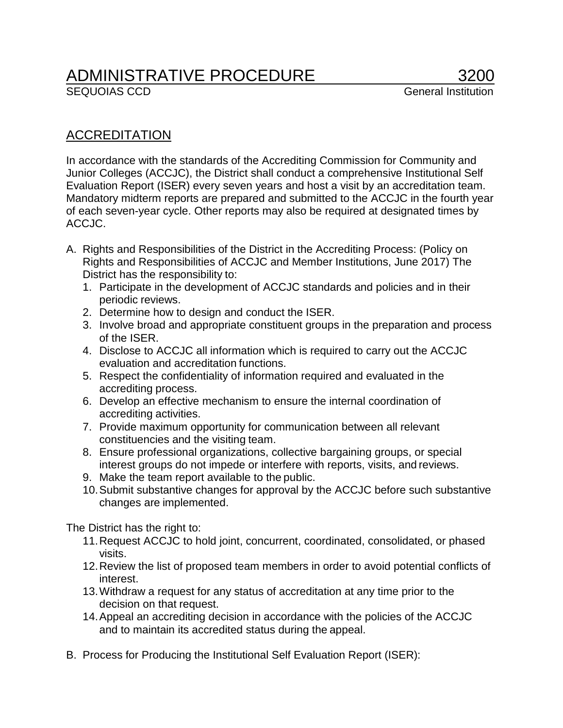# ADMINISTRATIVE PROCEDURE 3200

SEQUOIAS CCD — General Institution

## ACCREDITATION

In accordance with the standards of the Accrediting Commission for Community and Junior Colleges (ACCJC), the District shall conduct a comprehensive Institutional Self Evaluation Report (ISER) every seven years and host a visit by an accreditation team. Mandatory midterm reports are prepared and submitted to the ACCJC in the fourth year of each seven-year cycle. Other reports may also be required at designated times by ACCJC.

A. Rights and Responsibilities of the District in the Accrediting Process: (Policy on Rights and Responsibilities of ACCJC and Member Institutions, June 2017) The District has the responsibility to:
   1. Participate in the development of ACCJC standards and policies and in their periodic reviews.
   2. Determine how to design and conduct the ISER.
   3. Involve broad and appropriate constituent groups in the preparation and process of the ISER.
   4. Disclose to ACCJC all information which is required to carry out the ACCJC evaluation and accreditation functions.
   5. Respect the confidentiality of information required and evaluated in the accrediting process.
   6. Develop an effective mechanism to ensure the internal coordination of accrediting activities.
   7. Provide maximum opportunity for communication between all relevant constituencies and the visiting team.
   8. Ensure professional organizations, collective bargaining groups, or special interest groups do not impede or interfere with reports, visits, and reviews.
   9. Make the team report available to the public.
   10. Submit substantive changes for approval by the ACCJC before such substantive changes are implemented.

The District has the right to:

   11. Request ACCJC to hold joint, concurrent, coordinated, consolidated, or phased visits.
   12. Review the list of proposed team members in order to avoid potential conflicts of interest.
   13. Withdraw a request for any status of accreditation at any time prior to the decision on that request.
   14. Appeal an accrediting decision in accordance with the policies of the ACCJC and to maintain its accredited status during the appeal.

B. Process for Producing the Institutional Self Evaluation Report (ISER):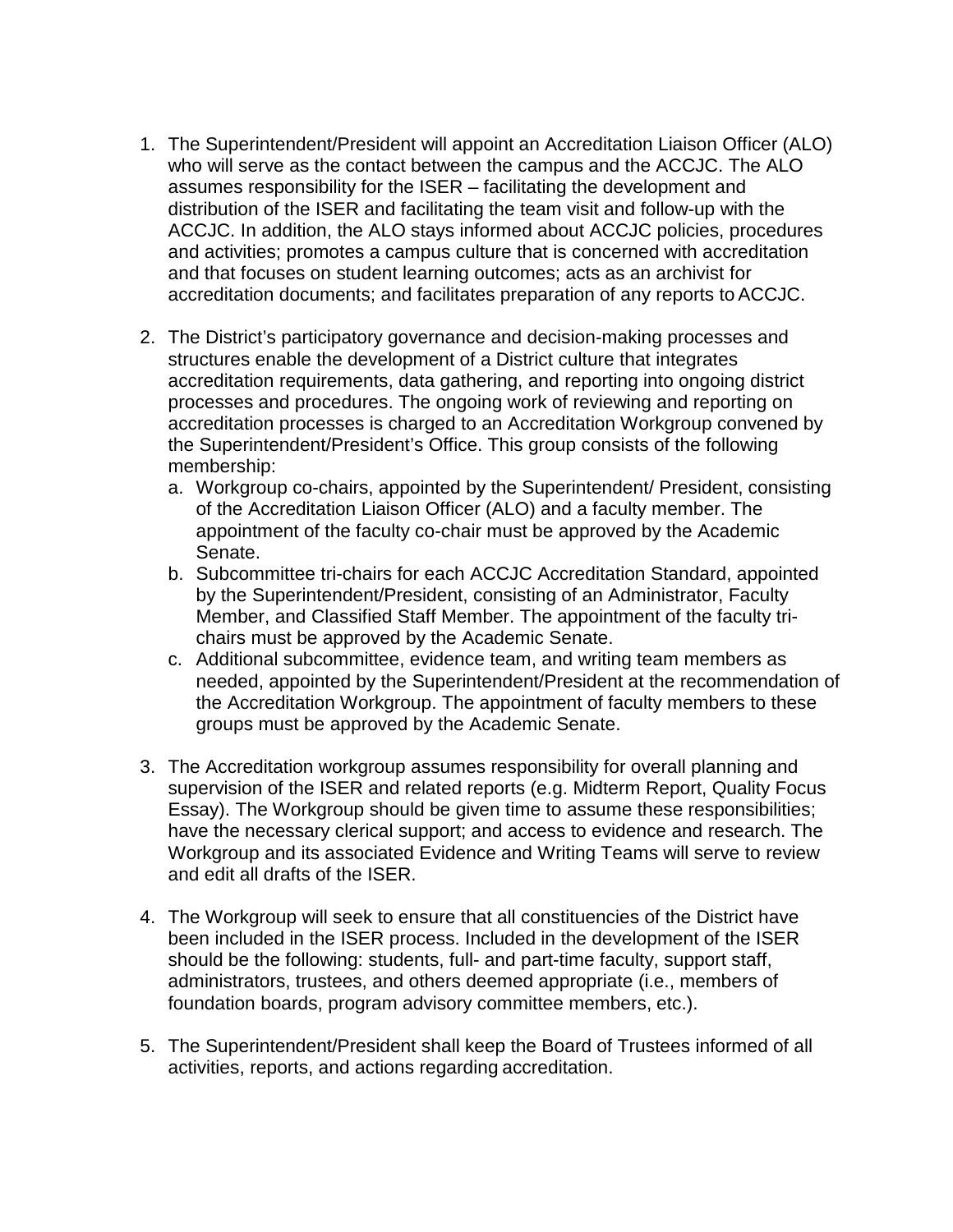1. The Superintendent/President will appoint an Accreditation Liaison Officer (ALO) who will serve as the contact between the campus and the ACCJC. The ALO assumes responsibility for the ISER – facilitating the development and distribution of the ISER and facilitating the team visit and follow-up with the ACCJC. In addition, the ALO stays informed about ACCJC policies, procedures and activities; promotes a campus culture that is concerned with accreditation and that focuses on student learning outcomes; acts as an archivist for accreditation documents; and facilitates preparation of any reports to ACCJC.

2. The District's participatory governance and decision-making processes and structures enable the development of a District culture that integrates accreditation requirements, data gathering, and reporting into ongoing district processes and procedures. The ongoing work of reviewing and reporting on accreditation processes is charged to an Accreditation Workgroup convened by the Superintendent/President's Office. This group consists of the following membership:
   a. Workgroup co-chairs, appointed by the Superintendent/ President, consisting of the Accreditation Liaison Officer (ALO) and a faculty member. The appointment of the faculty co-chair must be approved by the Academic Senate.
   b. Subcommittee tri-chairs for each ACCJC Accreditation Standard, appointed by the Superintendent/President, consisting of an Administrator, Faculty Member, and Classified Staff Member. The appointment of the faculty tri-chairs must be approved by the Academic Senate.
   c. Additional subcommittee, evidence team, and writing team members as needed, appointed by the Superintendent/President at the recommendation of the Accreditation Workgroup. The appointment of faculty members to these groups must be approved by the Academic Senate.

3. The Accreditation workgroup assumes responsibility for overall planning and supervision of the ISER and related reports (e.g. Midterm Report, Quality Focus Essay). The Workgroup should be given time to assume these responsibilities; have the necessary clerical support; and access to evidence and research. The Workgroup and its associated Evidence and Writing Teams will serve to review and edit all drafts of the ISER.

4. The Workgroup will seek to ensure that all constituencies of the District have been included in the ISER process. Included in the development of the ISER should be the following: students, full- and part-time faculty, support staff, administrators, trustees, and others deemed appropriate (i.e., members of foundation boards, program advisory committee members, etc.).

5. The Superintendent/President shall keep the Board of Trustees informed of all activities, reports, and actions regarding accreditation.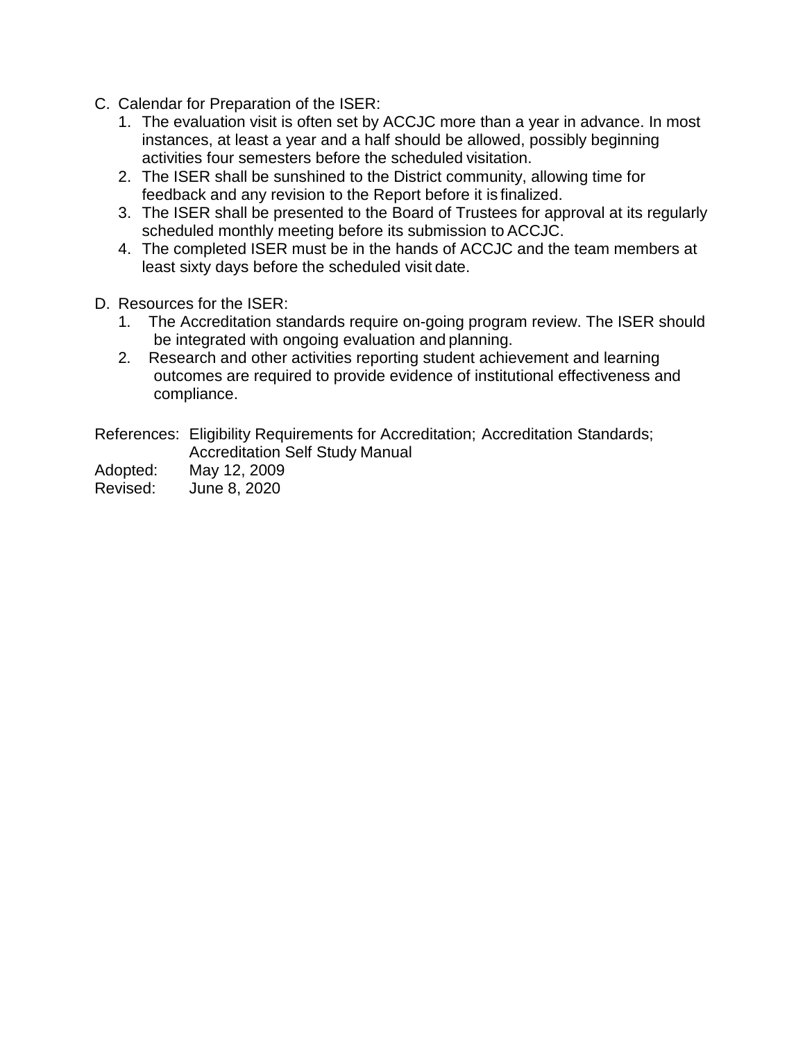C. Calendar for Preparation of the ISER:
   1. The evaluation visit is often set by ACCJC more than a year in advance. In most instances, at least a year and a half should be allowed, possibly beginning activities four semesters before the scheduled visitation.
   2. The ISER shall be sunshined to the District community, allowing time for feedback and any revision to the Report before it is finalized.
   3. The ISER shall be presented to the Board of Trustees for approval at its regularly scheduled monthly meeting before its submission to ACCJC.
   4. The completed ISER must be in the hands of ACCJC and the team members at least sixty days before the scheduled visit date.

D. Resources for the ISER:
   1. The Accreditation standards require on-going program review. The ISER should be integrated with ongoing evaluation and planning.
   2. Research and other activities reporting student achievement and learning outcomes are required to provide evidence of institutional effectiveness and compliance.

References: Eligibility Requirements for Accreditation; Accreditation Standards; Accreditation Self Study Manual
Adopted: May 12, 2009
Revised: June 8, 2020